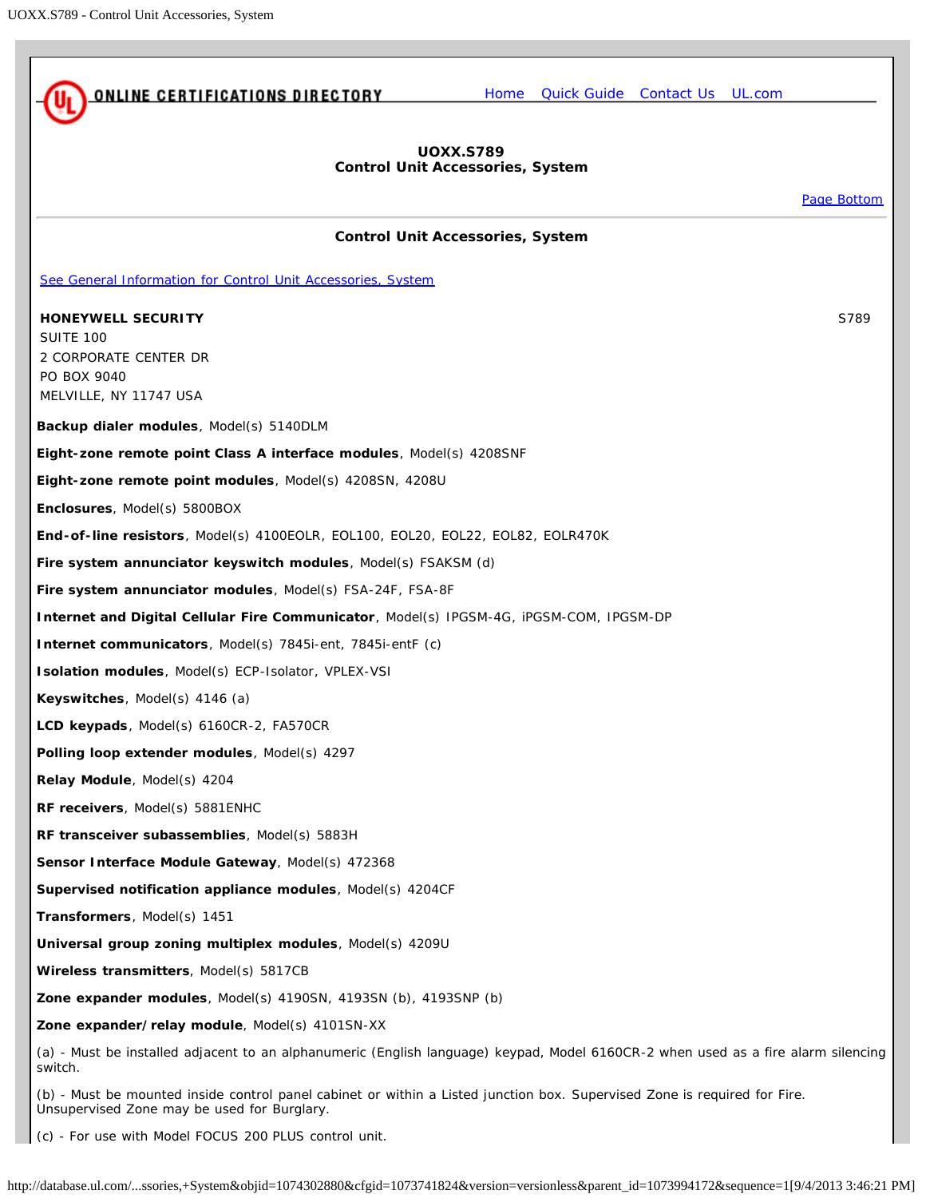ONLINE CERTIFICATIONS DIRECTORY Home Quick Guide Contact Us UL.com

## UOXX.S789
## Control Unit Accessories, System

Page Bottom

### Control Unit Accessories, System

See General Information for Control Unit Accessories, System

**HONEYWELL SECURITY** S789
SUITE 100
2 CORPORATE CENTER DR
PO BOX 9040
MELVILLE, NY 11747 USA

**Backup dialer modules**, Model(s) 5140DLM

**Eight-zone remote point Class A interface modules**, Model(s) 4208SNF

**Eight-zone remote point modules**, Model(s) 4208SN, 4208U

**Enclosures**, Model(s) 5800BOX

**End-of-line resistors**, Model(s) 4100EOLR, EOL100, EOL20, EOL22, EOL82, EOLR470K

**Fire system annunciator keyswitch modules**, Model(s) FSAKSM (d)

**Fire system annunciator modules**, Model(s) FSA-24F, FSA-8F

**Internet and Digital Cellular Fire Communicator**, Model(s) IPGSM-4G, iPGSM-COM, IPGSM-DP

**Internet communicators**, Model(s) 7845i-ent, 7845i-entF (c)

**Isolation modules**, Model(s) ECP-Isolator, VPLEX-VSI

**Keyswitches**, Model(s) 4146 (a)

**LCD keypads**, Model(s) 6160CR-2, FA570CR

**Polling loop extender modules**, Model(s) 4297

**Relay Module**, Model(s) 4204

**RF receivers**, Model(s) 5881ENHC

**RF transceiver subassemblies**, Model(s) 5883H

**Sensor Interface Module Gateway**, Model(s) 472368

**Supervised notification appliance modules**, Model(s) 4204CF

**Transformers**, Model(s) 1451

**Universal group zoning multiplex modules**, Model(s) 4209U

**Wireless transmitters**, Model(s) 5817CB

**Zone expander modules**, Model(s) 4190SN, 4193SN (b), 4193SNP (b)

**Zone expander/relay module**, Model(s) 4101SN-XX

(a) - Must be installed adjacent to an alphanumeric (English language) keypad, Model 6160CR-2 when used as a fire alarm silencing switch.

(b) - Must be mounted inside control panel cabinet or within a Listed junction box. Supervised Zone is required for Fire. Unsupervised Zone may be used for Burglary.

(c) - For use with Model FOCUS 200 PLUS control unit.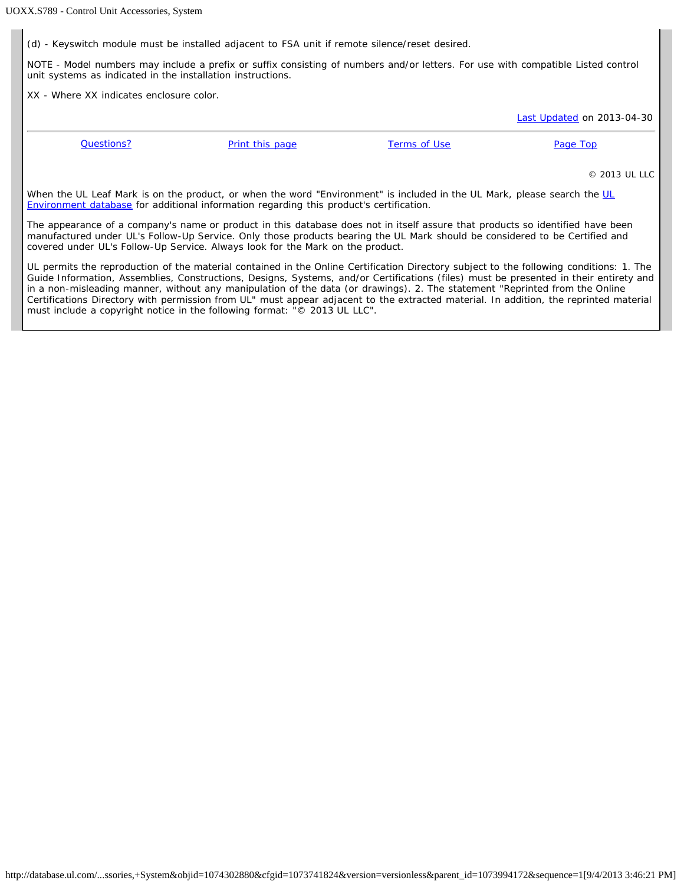(d) - Keyswitch module must be installed adjacent to FSA unit if remote silence/reset desired.

NOTE - Model numbers may include a prefix or suffix consisting of numbers and/or letters. For use with compatible Listed control unit systems as indicated in the installation instructions.

XX - Where XX indicates enclosure color.

Last Updated on 2013-04-30

Questions? | Print this page | Terms of Use | Page Top

© 2013 UL LLC

When the UL Leaf Mark is on the product, or when the word "Environment" is included in the UL Mark, please search the UL Environment database for additional information regarding this product's certification.

The appearance of a company's name or product in this database does not in itself assure that products so identified have been manufactured under UL's Follow-Up Service. Only those products bearing the UL Mark should be considered to be Certified and covered under UL's Follow-Up Service. Always look for the Mark on the product.

UL permits the reproduction of the material contained in the Online Certification Directory subject to the following conditions: 1. The Guide Information, Assemblies, Constructions, Designs, Systems, and/or Certifications (files) must be presented in their entirety and in a non-misleading manner, without any manipulation of the data (or drawings). 2. The statement "Reprinted from the Online Certifications Directory with permission from UL" must appear adjacent to the extracted material. In addition, the reprinted material must include a copyright notice in the following format: "© 2013 UL LLC".